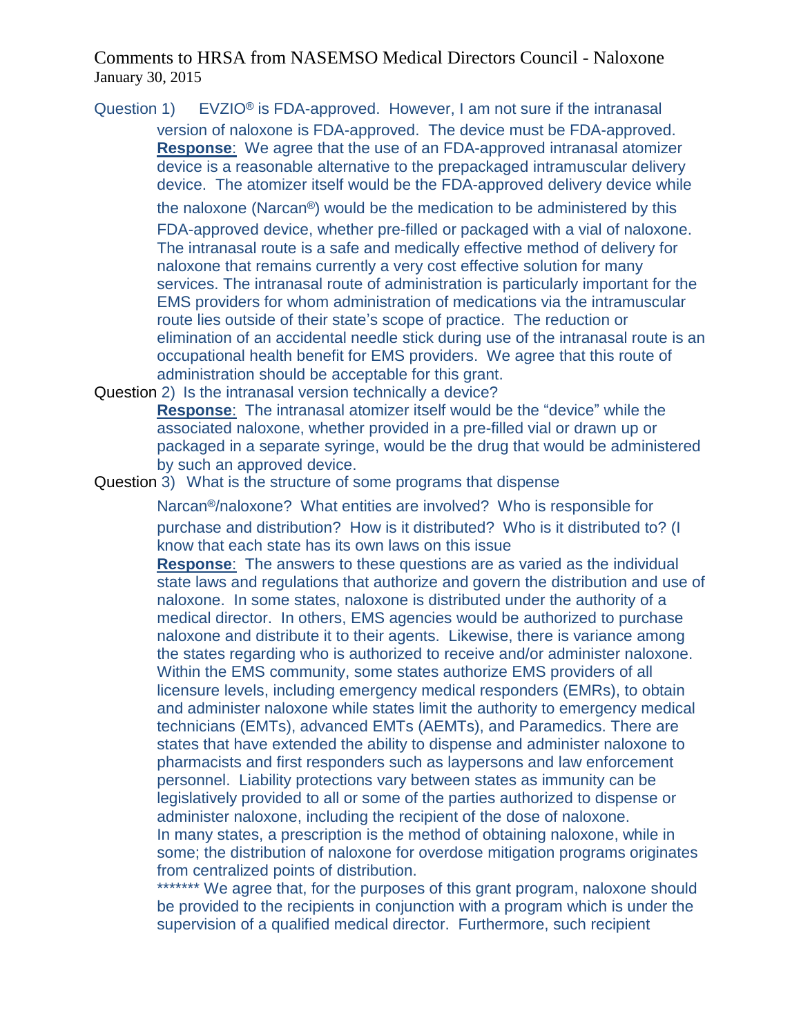# Comments to HRSA from NASEMSO Medical Directors Council - Naloxone

January 30, 2015

Question 1) EVZIO® is FDA-approved. However, I am not sure if the intranasal version of naloxone is FDA-approved. The device must be FDA-approved.

**Response**: We agree that the use of an FDA-approved intranasal atomizer device is a reasonable alternative to the prepackaged intramuscular delivery device. The atomizer itself would be the FDA-approved delivery device while the naloxone (Narcan®) would be the medication to be administered by this FDA-approved device, whether pre-filled or packaged with a vial of naloxone. The intranasal route is a safe and medically effective method of delivery for naloxone that remains currently a very cost effective solution for many services. The intranasal route of administration is particularly important for the EMS providers for whom administration of medications via the intramuscular route lies outside of their state's scope of practice. The reduction or elimination of an accidental needle stick during use of the intranasal route is an occupational health benefit for EMS providers. We agree that this route of administration should be acceptable for this grant.

Question 2) Is the intranasal version technically a device?

**Response**: The intranasal atomizer itself would be the "device" while the associated naloxone, whether provided in a pre-filled vial or drawn up or packaged in a separate syringe, would be the drug that would be administered by such an approved device.

Question 3) What is the structure of some programs that dispense Narcan®/naloxone? What entities are involved? Who is responsible for purchase and distribution? How is it distributed? Who is it distributed to? (I know that each state has its own laws on this issue

**Response**: The answers to these questions are as varied as the individual state laws and regulations that authorize and govern the distribution and use of naloxone. In some states, naloxone is distributed under the authority of a medical director. In others, EMS agencies would be authorized to purchase naloxone and distribute it to their agents. Likewise, there is variance among the states regarding who is authorized to receive and/or administer naloxone. Within the EMS community, some states authorize EMS providers of all licensure levels, including emergency medical responders (EMRs), to obtain and administer naloxone while states limit the authority to emergency medical technicians (EMTs), advanced EMTs (AEMTs), and Paramedics. There are states that have extended the ability to dispense and administer naloxone to pharmacists and first responders such as laypersons and law enforcement personnel. Liability protections vary between states as immunity can be legislatively provided to all or some of the parties authorized to dispense or administer naloxone, including the recipient of the dose of naloxone. In many states, a prescription is the method of obtaining naloxone, while in some; the distribution of naloxone for overdose mitigation programs originates from centralized points of distribution.

******* We agree that, for the purposes of this grant program, naloxone should be provided to the recipients in conjunction with a program which is under the supervision of a qualified medical director. Furthermore, such recipient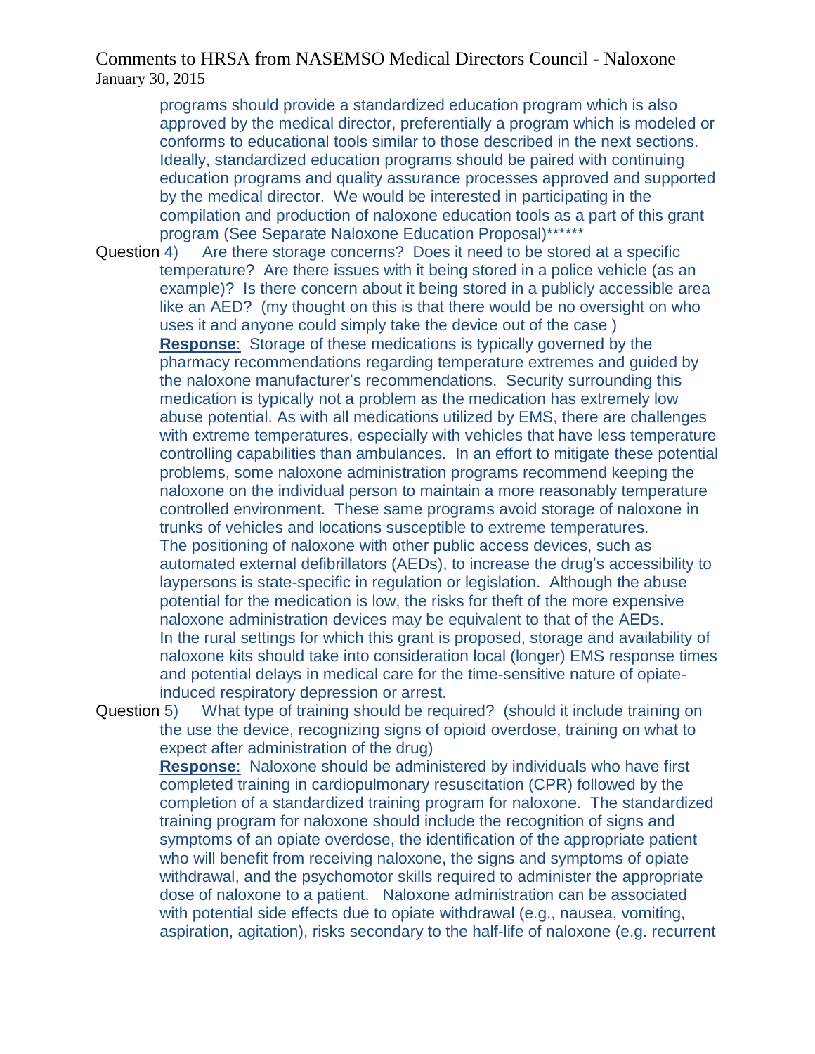programs should provide a standardized education program which is also approved by the medical director, preferentially a program which is modeled or conforms to educational tools similar to those described in the next sections. Ideally, standardized education programs should be paired with continuing education programs and quality assurance processes approved and supported by the medical director. We would be interested in participating in the compilation and production of naloxone education tools as a part of this grant program (See Separate Naloxone Education Proposal)******

Question 4) Are there storage concerns? Does it need to be stored at a specific temperature? Are there issues with it being stored in a police vehicle (as an example)? Is there concern about it being stored in a publicly accessible area like an AED? (my thought on this is that there would be no oversight on who uses it and anyone could simply take the device out of the case )

**Response**: Storage of these medications is typically governed by the pharmacy recommendations regarding temperature extremes and guided by the naloxone manufacturer's recommendations. Security surrounding this medication is typically not a problem as the medication has extremely low abuse potential. As with all medications utilized by EMS, there are challenges with extreme temperatures, especially with vehicles that have less temperature controlling capabilities than ambulances. In an effort to mitigate these potential problems, some naloxone administration programs recommend keeping the naloxone on the individual person to maintain a more reasonably temperature controlled environment. These same programs avoid storage of naloxone in trunks of vehicles and locations susceptible to extreme temperatures.

The positioning of naloxone with other public access devices, such as automated external defibrillators (AEDs), to increase the drug's accessibility to laypersons is state-specific in regulation or legislation. Although the abuse potential for the medication is low, the risks for theft of the more expensive naloxone administration devices may be equivalent to that of the AEDs.

In the rural settings for which this grant is proposed, storage and availability of naloxone kits should take into consideration local (longer) EMS response times and potential delays in medical care for the time-sensitive nature of opiate-induced respiratory depression or arrest.

Question 5) What type of training should be required? (should it include training on the use the device, recognizing signs of opioid overdose, training on what to expect after administration of the drug)

**Response**: Naloxone should be administered by individuals who have first completed training in cardiopulmonary resuscitation (CPR) followed by the completion of a standardized training program for naloxone. The standardized training program for naloxone should include the recognition of signs and symptoms of an opiate overdose, the identification of the appropriate patient who will benefit from receiving naloxone, the signs and symptoms of opiate withdrawal, and the psychomotor skills required to administer the appropriate dose of naloxone to a patient. Naloxone administration can be associated with potential side effects due to opiate withdrawal (e.g., nausea, vomiting, aspiration, agitation), risks secondary to the half-life of naloxone (e.g. recurrent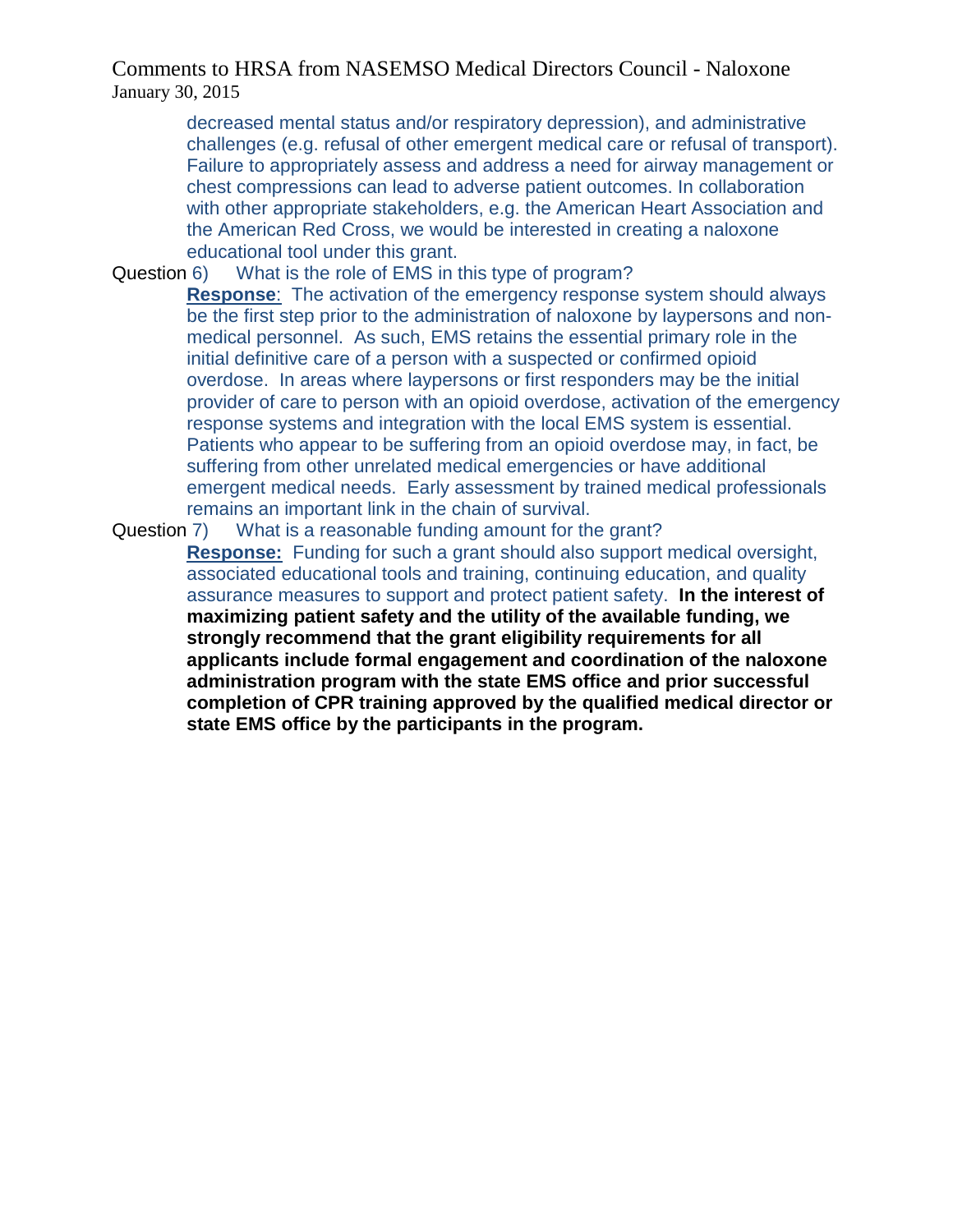decreased mental status and/or respiratory depression), and administrative challenges (e.g. refusal of other emergent medical care or refusal of transport). Failure to appropriately assess and address a need for airway management or chest compressions can lead to adverse patient outcomes. In collaboration with other appropriate stakeholders, e.g. the American Heart Association and the American Red Cross, we would be interested in creating a naloxone educational tool under this grant.

Question 6) What is the role of EMS in this type of program?

**Response**: The activation of the emergency response system should always be the first step prior to the administration of naloxone by laypersons and non-medical personnel. As such, EMS retains the essential primary role in the initial definitive care of a person with a suspected or confirmed opioid overdose. In areas where laypersons or first responders may be the initial provider of care to person with an opioid overdose, activation of the emergency response systems and integration with the local EMS system is essential. Patients who appear to be suffering from an opioid overdose may, in fact, be suffering from other unrelated medical emergencies or have additional emergent medical needs. Early assessment by trained medical professionals remains an important link in the chain of survival.

Question 7) What is a reasonable funding amount for the grant?

**Response:** Funding for such a grant should also support medical oversight, associated educational tools and training, continuing education, and quality assurance measures to support and protect patient safety. **In the interest of maximizing patient safety and the utility of the available funding, we strongly recommend that the grant eligibility requirements for all applicants include formal engagement and coordination of the naloxone administration program with the state EMS office and prior successful completion of CPR training approved by the qualified medical director or state EMS office by the participants in the program.**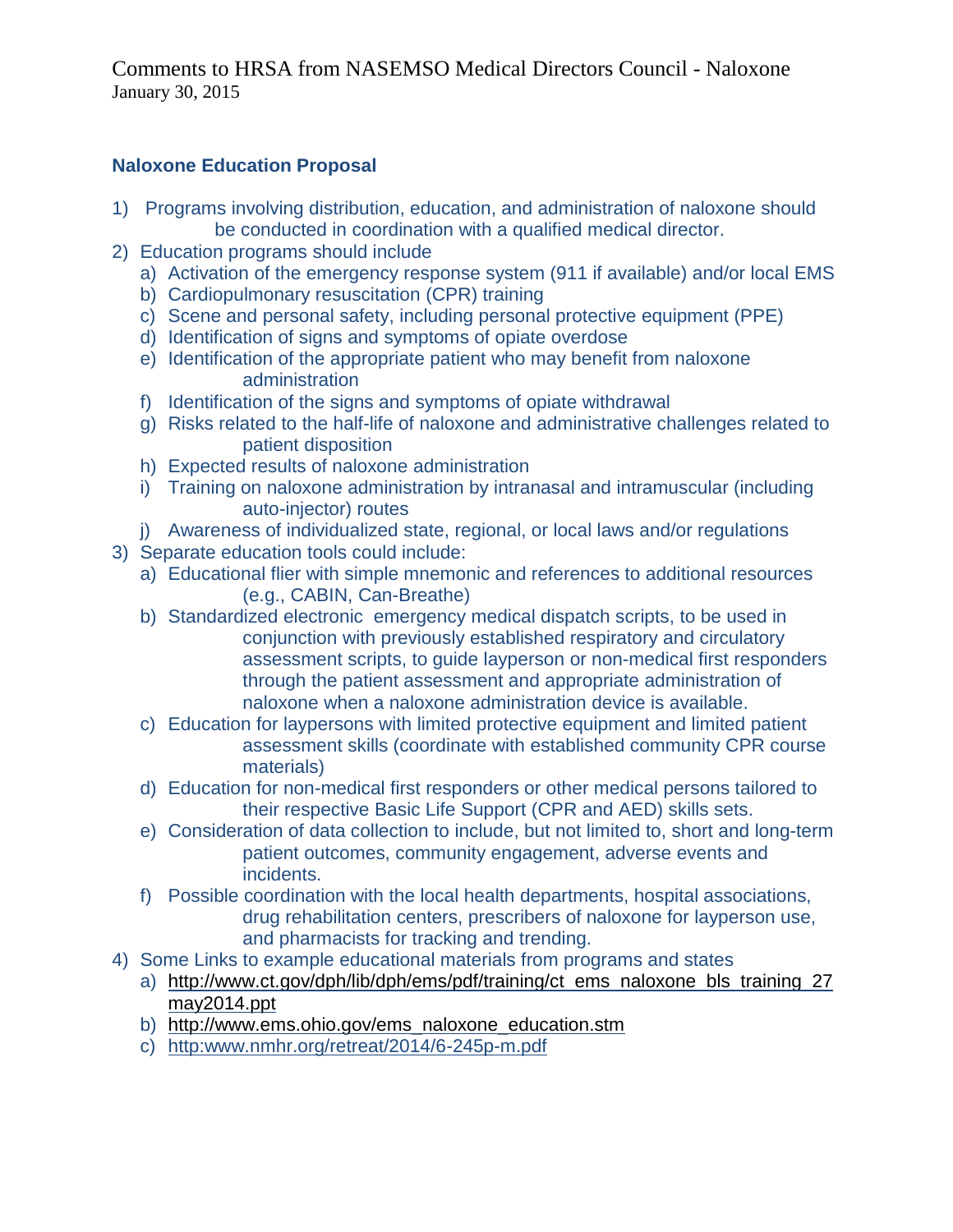Comments to HRSA from NASEMSO Medical Directors Council - Naloxone
January 30, 2015

## Naloxone Education Proposal

1) Programs involving distribution, education, and administration of naloxone should be conducted in coordination with a qualified medical director.
2) Education programs should include
   a) Activation of the emergency response system (911 if available) and/or local EMS
   b) Cardiopulmonary resuscitation (CPR) training
   c) Scene and personal safety, including personal protective equipment (PPE)
   d) Identification of signs and symptoms of opiate overdose
   e) Identification of the appropriate patient who may benefit from naloxone administration
   f) Identification of the signs and symptoms of opiate withdrawal
   g) Risks related to the half-life of naloxone and administrative challenges related to patient disposition
   h) Expected results of naloxone administration
   i) Training on naloxone administration by intranasal and intramuscular (including auto-injector) routes
   j) Awareness of individualized state, regional, or local laws and/or regulations
3) Separate education tools could include:
   a) Educational flier with simple mnemonic and references to additional resources (e.g., CABIN, Can-Breathe)
   b) Standardized electronic emergency medical dispatch scripts, to be used in conjunction with previously established respiratory and circulatory assessment scripts, to guide layperson or non-medical first responders through the patient assessment and appropriate administration of naloxone when a naloxone administration device is available.
   c) Education for laypersons with limited protective equipment and limited patient assessment skills (coordinate with established community CPR course materials)
   d) Education for non-medical first responders or other medical persons tailored to their respective Basic Life Support (CPR and AED) skills sets.
   e) Consideration of data collection to include, but not limited to, short and long-term patient outcomes, community engagement, adverse events and incidents.
   f) Possible coordination with the local health departments, hospital associations, drug rehabilitation centers, prescribers of naloxone for layperson use, and pharmacists for tracking and trending.
4) Some Links to example educational materials from programs and states
   a) http://www.ct.gov/dph/lib/dph/ems/pdf/training/ct_ems_naloxone_bls_training_27may2014.ppt
   b) http://www.ems.ohio.gov/ems_naloxone_education.stm
   c) http:www.nmhr.org/retreat/2014/6-245p-m.pdf